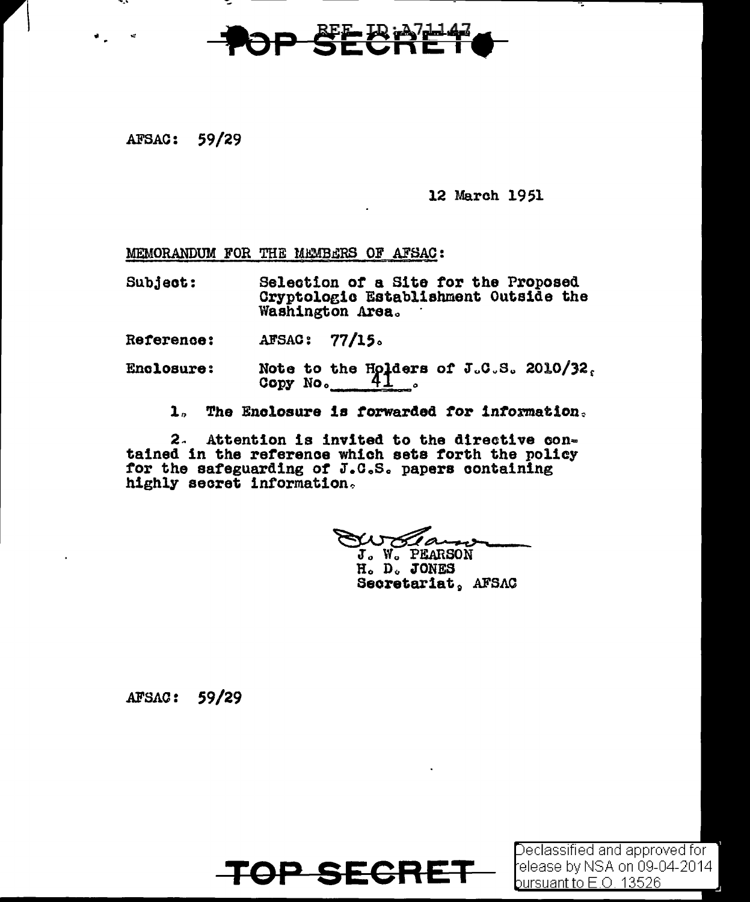TOP SECRET

REF ID:A71147

AFSAC: 59/29

12 March 1951

MEMORANDUM FOR THE MEMBERS OF AFSAC:

Subject: Selection of a Site for the Proposed Cryptologic Establishment Outside the Washington Area.

Reference: AFSAC: 77/15.

Enclosure: Note to the Holders of J.C.S. 2010/32, Copy No. 41.

1. The Enclosure is forwarded for information.

2. Attention is invited to the directive contained in the reference which sets forth the policy for the safeguarding of J.C.S. papers containing highly secret information.

J. W. PEARSON
H. D. JONES
Secretariat, AFSAC

AFSAC: 59/29

TOP SECRET

Declassified and approved for release by NSA on 09-04-2014 pursuant to E.O. 13526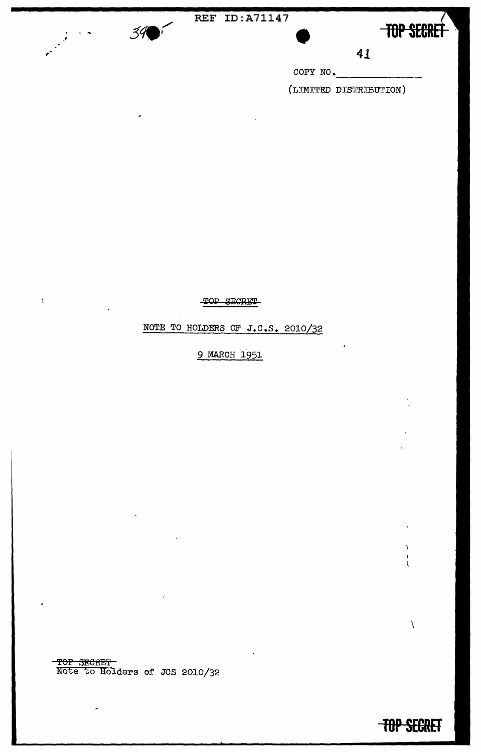COPY NO. ____________

(LIMITED DISTRIBUTION)

~~TOP SECRET~~

NOTE TO HOLDERS OF J.C.S. 2010/32

9 MARCH 1951

~~TOP SECRET~~
Note to Holders of JCS 2010/32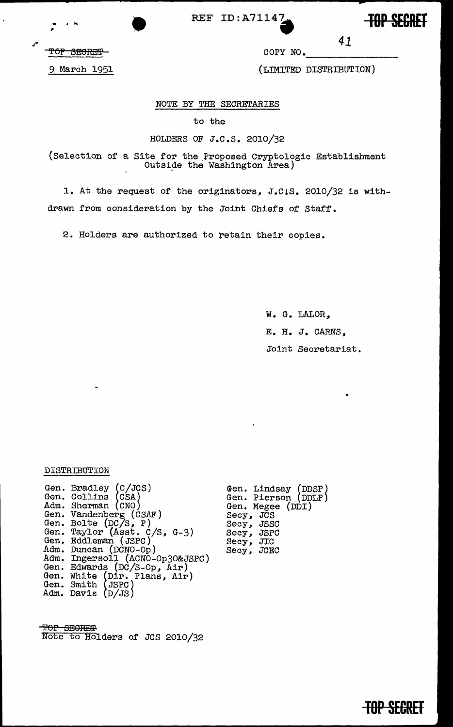REF ID:A71147

TOP SECRET

~~TOP SECRET~~

9 March 1951

COPY NO. 41

(LIMITED DISTRIBUTION)

NOTE BY THE SECRETARIES

to the

HOLDERS OF J.C.S. 2010/32

(Selection of a Site for the Proposed Cryptologic Establishment Outside the Washington Area)

1. At the request of the originators, J.C.S. 2010/32 is withdrawn from consideration by the Joint Chiefs of Staff.

2. Holders are authorized to retain their copies.

W. G. LALOR,

E. H. J. CARNS,

Joint Secretariat.

DISTRIBUTION

Gen. Bradley (C/JCS)
Gen. Collins (CSA)
Adm. Sherman (CNO)
Gen. Vandenberg (CSAF)
Gen. Bolte (DC/S, P)
Gen. Taylor (Asst. C/S, G-3)
Gen. Eddleman (JSPC)
Adm. Duncan (DCNO-Op)
Adm. Ingersoll (ACNO-Op30&JSPC)
Gen. Edwards (DC/S-Op, Air)
Gen. White (Dir. Plans, Air)
Gen. Smith (JSPC)
Adm. Davis (D/JS)

Gen. Lindsay (DDSP)
Gen. Pierson (DDLP)
Gen. Megee (DDI)
Secy, JCS
Secy, JSSC
Secy, JSPC
Secy, JIC
Secy, JCEC

~~TOP SECRET~~
Note to Holders of JCS 2010/32

TOP SECRET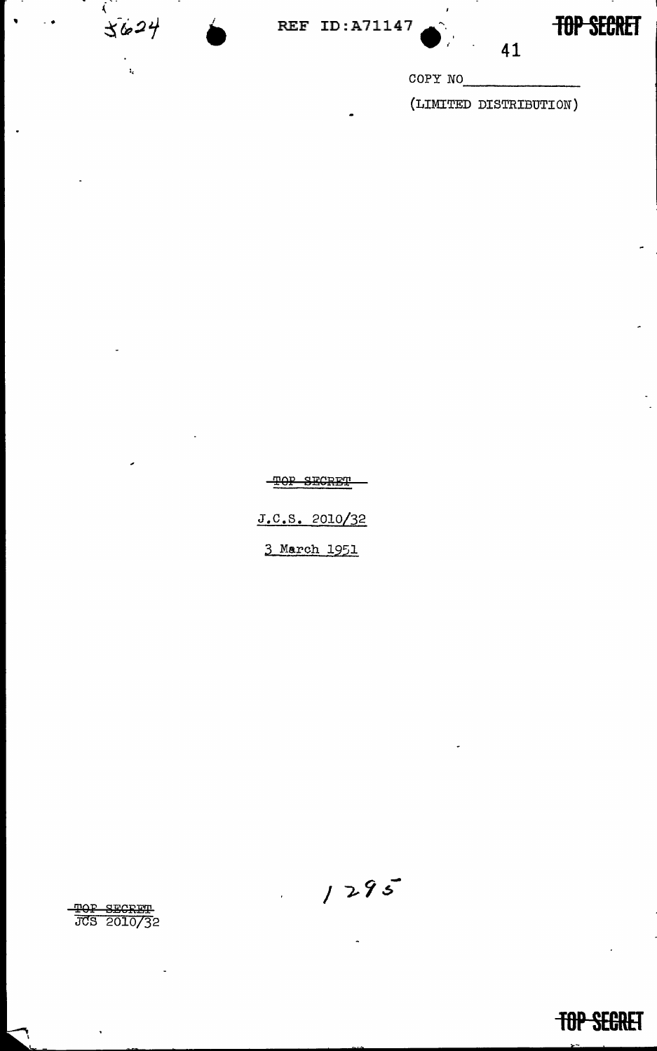COPY NO\_\_\_\_\_\_\_\_\_\_

(LIMITED DISTRIBUTION)

TOP SECRET

J.C.S. 2010/32

3 March 1951

1295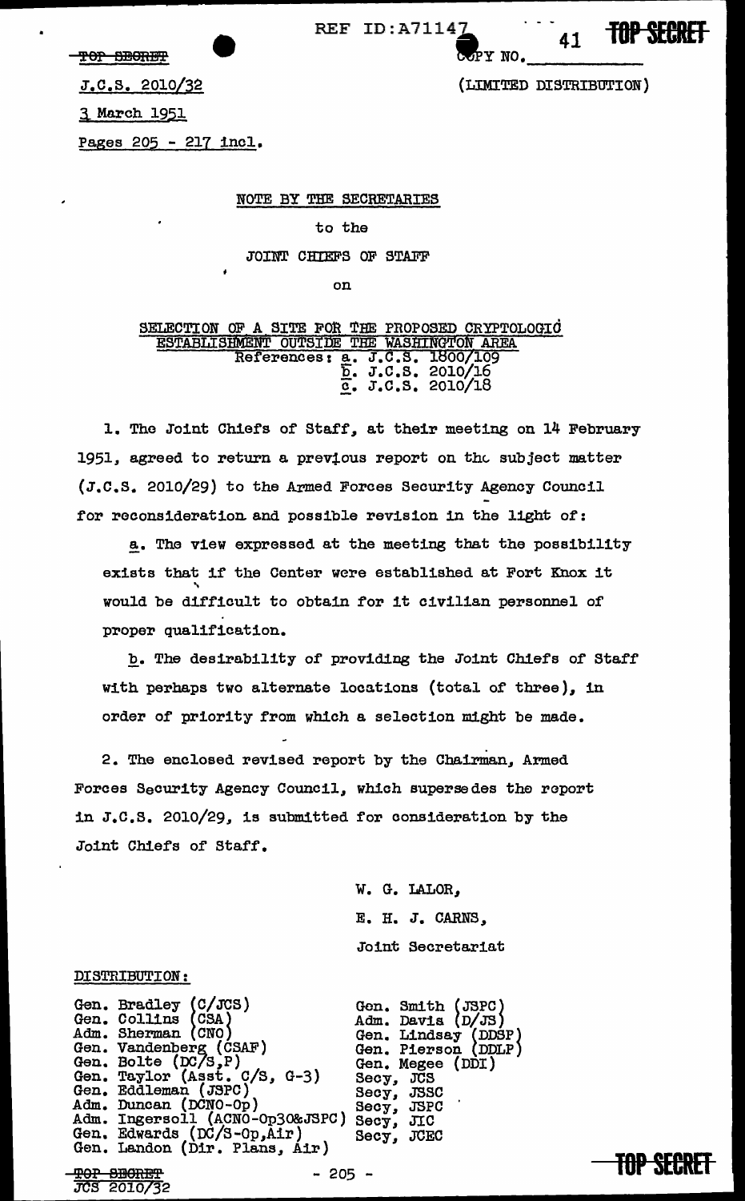REF ID:A71147

TOP SECRET

COPY NO. 41

J.C.S. 2010/32

(LIMITED DISTRIBUTION)

3 March 1951

Pages 205 - 217 incl.

NOTE BY THE SECRETARIES

to the

JOINT CHIEFS OF STAFF

on

SELECTION OF A SITE FOR THE PROPOSED CRYPTOLOGIC ESTABLISHMENT OUTSIDE THE WASHINGTON AREA

References: a. J.C.S. 1800/109
b. J.C.S. 2010/16
c. J.C.S. 2010/18

1. The Joint Chiefs of Staff, at their meeting on 14 February 1951, agreed to return a previous report on the subject matter (J.C.S. 2010/29) to the Armed Forces Security Agency Council for reconsideration and possible revision in the light of:

a. The view expressed at the meeting that the possibility exists that if the Center were established at Fort Knox it would be difficult to obtain for it civilian personnel of proper qualification.

b. The desirability of providing the Joint Chiefs of Staff with perhaps two alternate locations (total of three), in order of priority from which a selection might be made.

2. The enclosed revised report by the Chairman, Armed Forces Security Agency Council, which supersedes the report in J.C.S. 2010/29, is submitted for consideration by the Joint Chiefs of Staff.

W. G. LALOR,

E. H. J. CARNS,

Joint Secretariat

DISTRIBUTION:

| | |
|---|---|
| Gen. Bradley (C/JCS) | Gen. Smith (JSPC) |
| Gen. Collins (CSA) | Adm. Davis (D/JS) |
| Adm. Sherman (CNO) | Gen. Lindsay (DDSP) |
| Gen. Vandenberg (CSAF) | Gen. Pierson (DDLP) |
| Gen. Bolte (DC/S,P) | Gen. Megee (DDI) |
| Gen. Taylor (Asst. C/S, G-3) | Secy, JCS |
| Gen. Eddleman (JSPC) | Secy, JSSC |
| Adm. Duncan (DCNO-Op) | Secy, JSPC |
| Adm. Ingersoll (ACNO-Op30&JSPC) | Secy, JIC |
| Gen. Edwards (DC/S-Op,Air) | Secy, JCEC |
| Gen. Landon (Dir. Plans, Air) | |

TOP SECRET

JCS 2010/32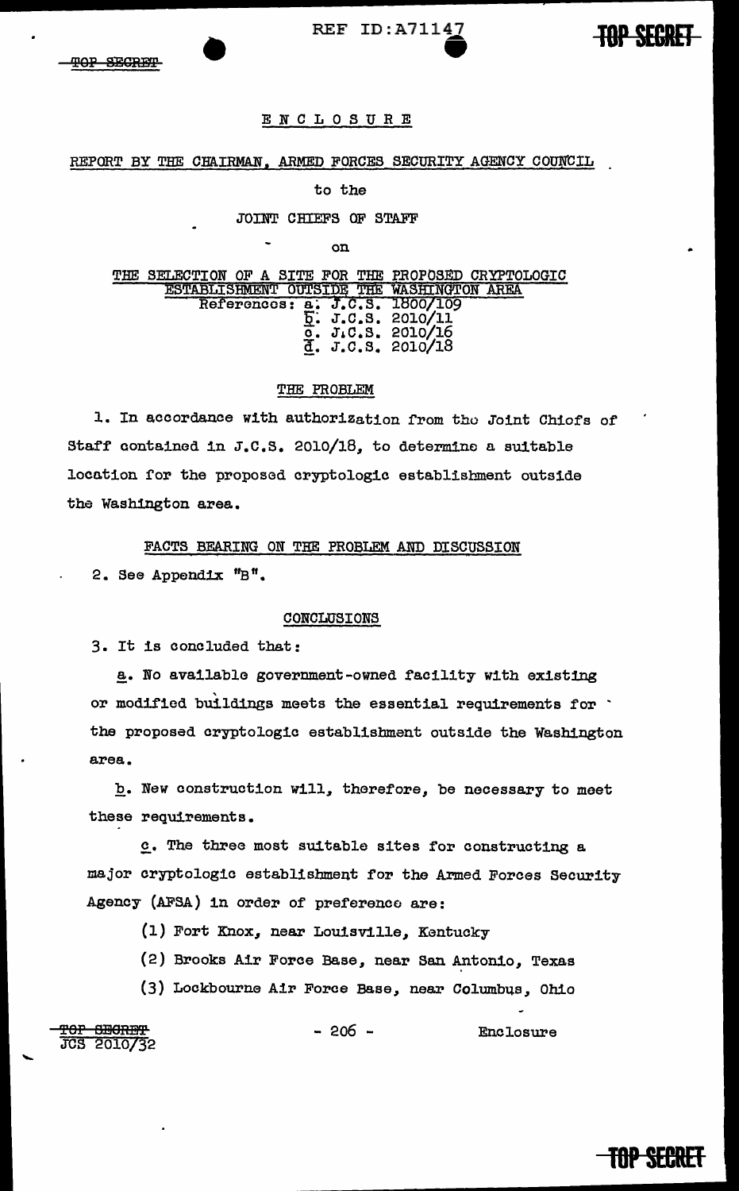ENCLOSURE

REPORT BY THE CHAIRMAN, ARMED FORCES SECURITY AGENCY COUNCIL

to the

JOINT CHIEFS OF STAFF

on

THE SELECTION OF A SITE FOR THE PROPOSED CRYPTOLOGIC ESTABLISHMENT OUTSIDE THE WASHINGTON AREA

References: a. J.C.S. 1800/109
b. J.C.S. 2010/11
c. J.C.S. 2010/16
d. J.C.S. 2010/18

## THE PROBLEM

1. In accordance with authorization from the Joint Chiefs of Staff contained in J.C.S. 2010/18, to determine a suitable location for the proposed cryptologic establishment outside the Washington area.

## FACTS BEARING ON THE PROBLEM AND DISCUSSION

2. See Appendix "B".

## CONCLUSIONS

3. It is concluded that:

a. No available government-owned facility with existing or modified buildings meets the essential requirements for the proposed cryptologic establishment outside the Washington area.

b. New construction will, therefore, be necessary to meet these requirements.

c. The three most suitable sites for constructing a major cryptologic establishment for the Armed Forces Security Agency (AFSA) in order of preference are:

(1) Fort Knox, near Louisville, Kentucky

(2) Brooks Air Force Base, near San Antonio, Texas

(3) Lockbourne Air Force Base, near Columbus, Ohio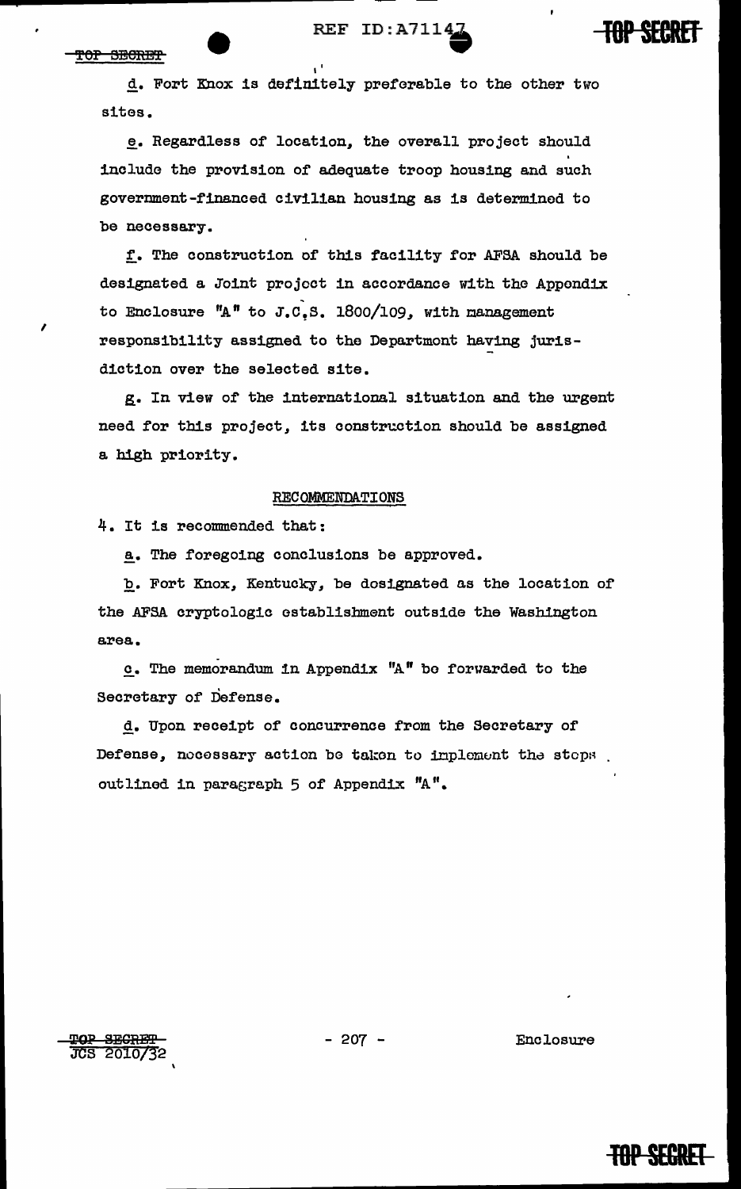d. Fort Knox is definitely preferable to the other two sites.

e. Regardless of location, the overall project should include the provision of adequate troop housing and such government-financed civilian housing as is determined to be necessary.

f. The construction of this facility for AFSA should be designated a Joint project in accordance with the Appendix to Enclosure "A" to J.C.S. 1800/109, with management responsibility assigned to the Department having jurisdiction over the selected site.

g. In view of the international situation and the urgent need for this project, its construction should be assigned a high priority.

## RECOMMENDATIONS

4. It is recommended that:

a. The foregoing conclusions be approved.

b. Fort Knox, Kentucky, be designated as the location of the AFSA cryptologic establishment outside the Washington area.

c. The memorandum in Appendix "A" be forwarded to the Secretary of Defense.

d. Upon receipt of concurrence from the Secretary of Defense, necessary action be taken to implement the steps outlined in paragraph 5 of Appendix "A".

Enclosure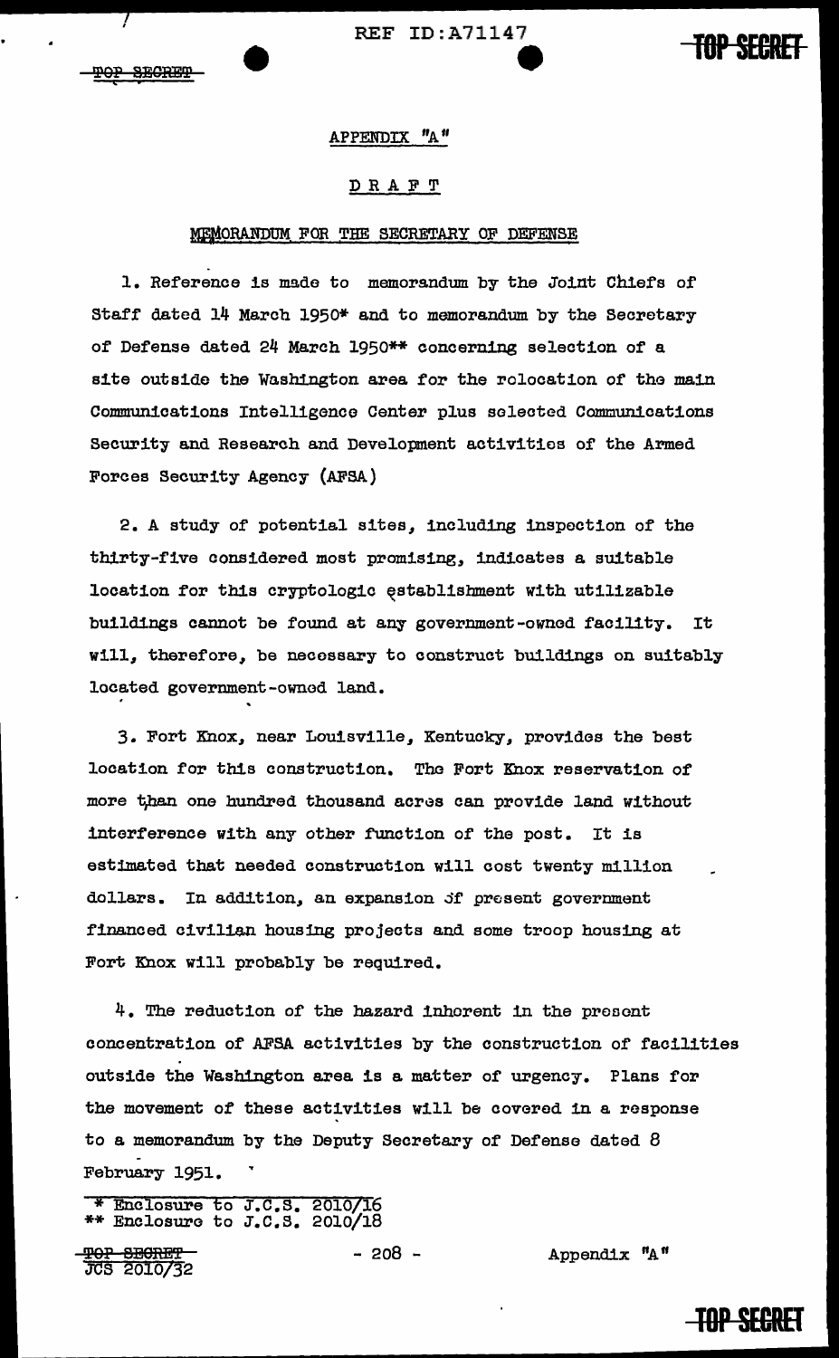APPENDIX "A"

DRAFT

MEMORANDUM FOR THE SECRETARY OF DEFENSE

1. Reference is made to memorandum by the Joint Chiefs of Staff dated 14 March 1950* and to memorandum by the Secretary of Defense dated 24 March 1950** concerning selection of a site outside the Washington area for the relocation of the main Communications Intelligence Center plus selected Communications Security and Research and Development activities of the Armed Forces Security Agency (AFSA)

2. A study of potential sites, including inspection of the thirty-five considered most promising, indicates a suitable location for this cryptologic establishment with utilizable buildings cannot be found at any government-owned facility. It will, therefore, be necessary to construct buildings on suitably located government-owned land.

3. Fort Knox, near Louisville, Kentucky, provides the best location for this construction. The Fort Knox reservation of more than one hundred thousand acres can provide land without interference with any other function of the post. It is estimated that needed construction will cost twenty million dollars. In addition, an expansion of present government financed civilian housing projects and some troop housing at Fort Knox will probably be required.

4. The reduction of the hazard inherent in the present concentration of AFSA activities by the construction of facilities outside the Washington area is a matter of urgency. Plans for the movement of these activities will be covered in a response to a memorandum by the Deputy Secretary of Defense dated 8 February 1951.

\* Enclosure to J.C.S. 2010/16
\*\* Enclosure to J.C.S. 2010/18

JCS 2010/32

Appendix "A"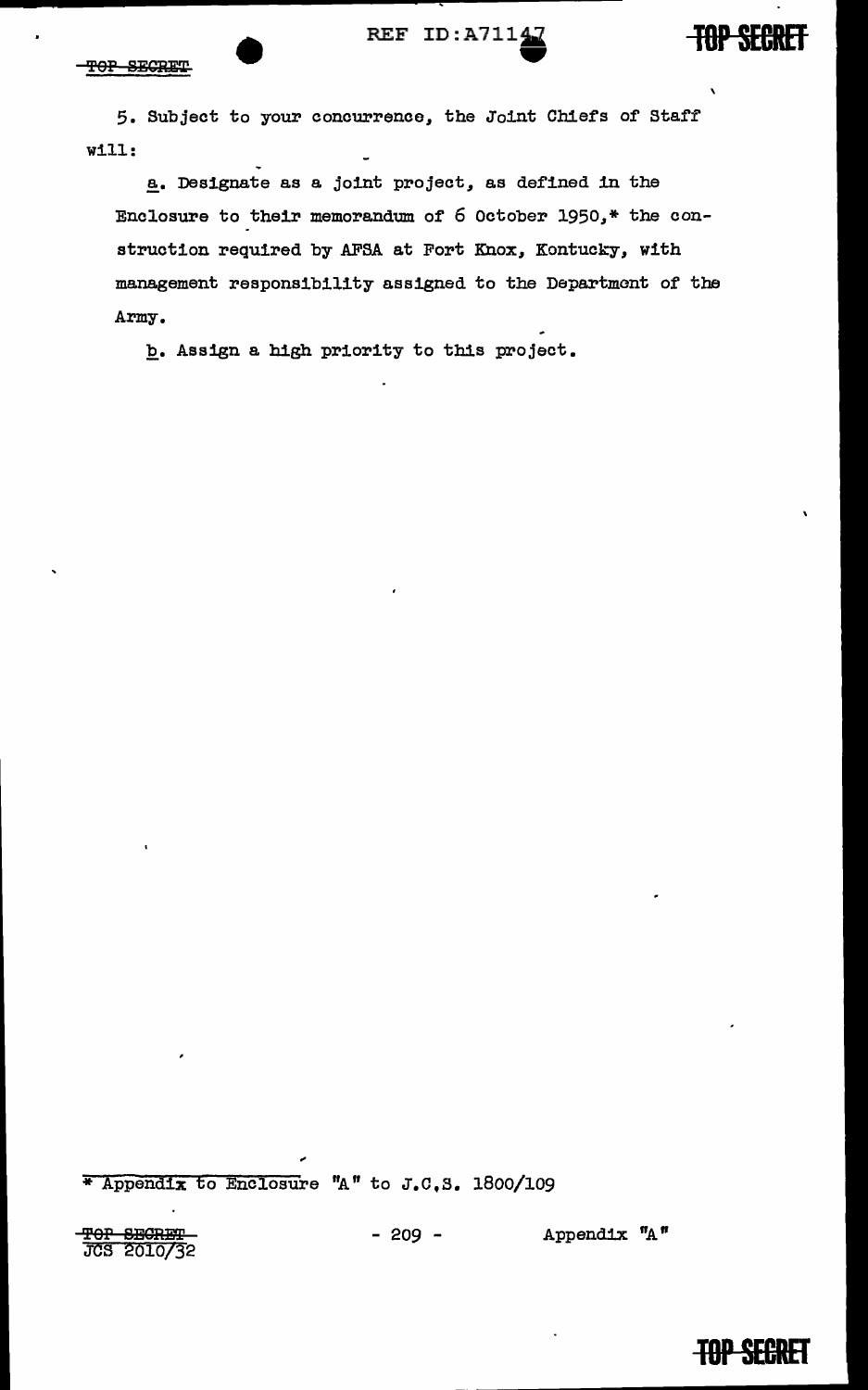5. Subject to your concurrence, the Joint Chiefs of Staff will:

a. Designate as a joint project, as defined in the Enclosure to their memorandum of 6 October 1950,* the construction required by AFSA at Fort Knox, Kentucky, with management responsibility assigned to the Department of the Army.

b. Assign a high priority to this project.

---

\* Appendix to Enclosure "A" to J.C.S. 1800/109

JCS 2010/32

Appendix "A"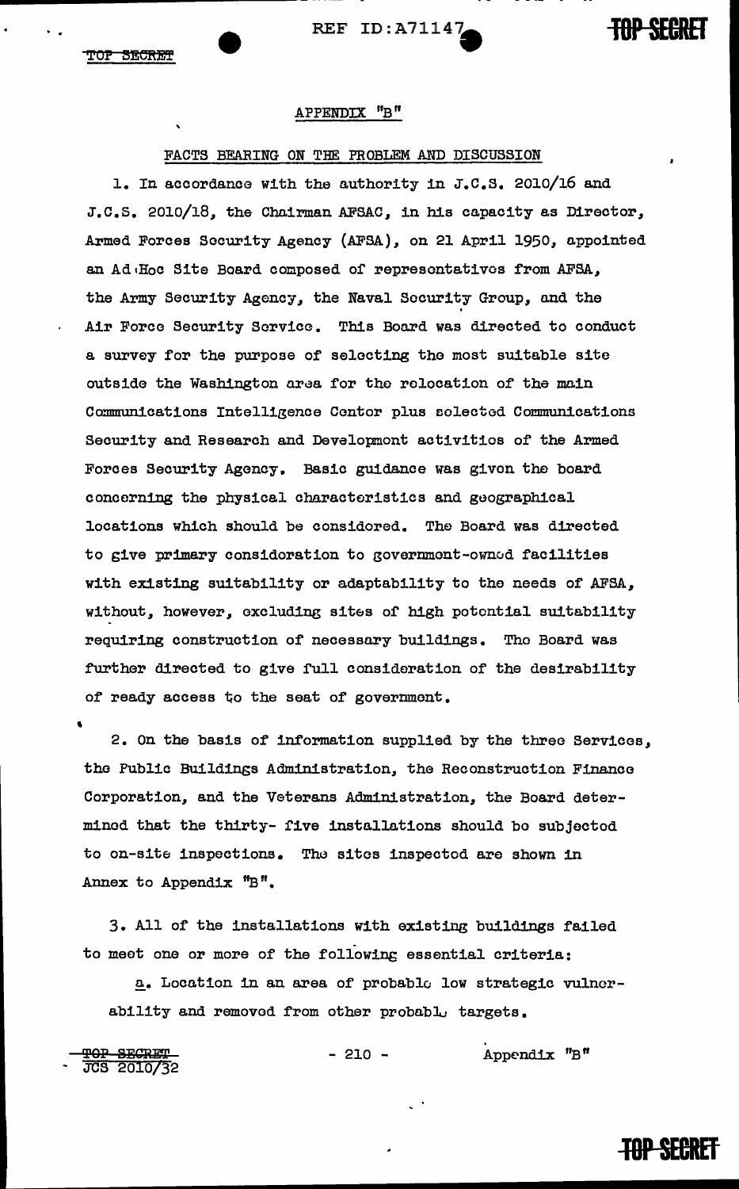## APPENDIX "B"

### FACTS BEARING ON THE PROBLEM AND DISCUSSION

1. In accordance with the authority in J.C.S. 2010/16 and J.C.S. 2010/18, the Chairman AFSAC, in his capacity as Director, Armed Forces Security Agency (AFSA), on 21 April 1950, appointed an Ad Hoc Site Board composed of representatives from AFSA, the Army Security Agency, the Naval Security Group, and the Air Force Security Service. This Board was directed to conduct a survey for the purpose of selecting the most suitable site outside the Washington area for the relocation of the main Communications Intelligence Center plus selected Communications Security and Research and Development activities of the Armed Forces Security Agency. Basic guidance was given the board concerning the physical characteristics and geographical locations which should be considered. The Board was directed to give primary consideration to government-owned facilities with existing suitability or adaptability to the needs of AFSA, without, however, excluding sites of high potential suitability requiring construction of necessary buildings. The Board was further directed to give full consideration of the desirability of ready access to the seat of government.

2. On the basis of information supplied by the three Services, the Public Buildings Administration, the Reconstruction Finance Corporation, and the Veterans Administration, the Board determined that the thirty- five installations should be subjected to on-site inspections. The sites inspected are shown in Annex to Appendix "B".

3. All of the installations with existing buildings failed to meet one or more of the following essential criteria:

a. Location in an area of probable low strategic vulnerability and removed from other probable targets.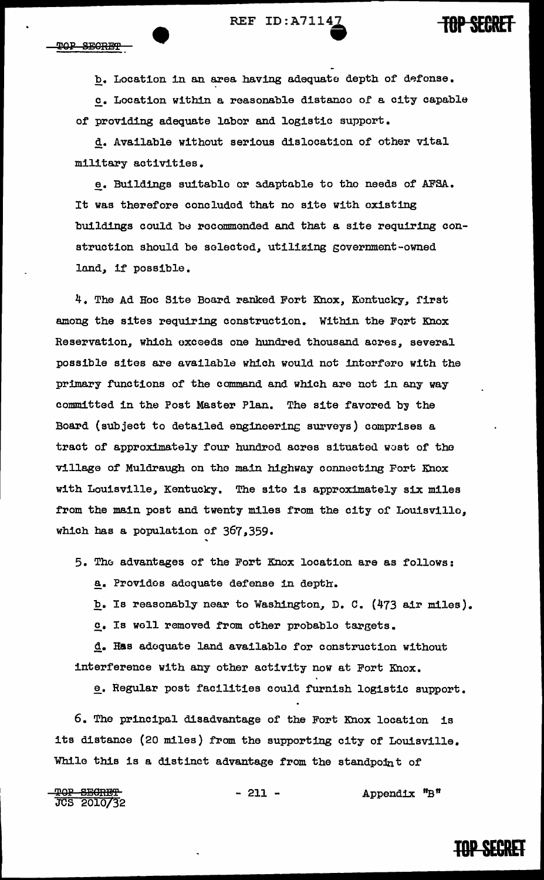b. Location in an area having adequate depth of defense.

c. Location within a reasonable distance of a city capable of providing adequate labor and logistic support.

d. Available without serious dislocation of other vital military activities.

e. Buildings suitable or adaptable to the needs of AFSA. It was therefore concluded that no site with existing buildings could be recommended and that a site requiring construction should be selected, utilizing government-owned land, if possible.

4. The Ad Hoc Site Board ranked Fort Knox, Kentucky, first among the sites requiring construction. Within the Fort Knox Reservation, which exceeds one hundred thousand acres, several possible sites are available which would not interfere with the primary functions of the command and which are not in any way committed in the Post Master Plan. The site favored by the Board (subject to detailed engineering surveys) comprises a tract of approximately four hundred acres situated west of the village of Muldraugh on the main highway connecting Fort Knox with Louisville, Kentucky. The site is approximately six miles from the main post and twenty miles from the city of Louisville, which has a population of 367,359.

5. The advantages of the Fort Knox location are as follows:

a. Provides adequate defense in depth.

b. Is reasonably near to Washington, D. C. (473 air miles).

c. Is well removed from other probable targets.

d. Has adequate land available for construction without interference with any other activity now at Fort Knox.

e. Regular post facilities could furnish logistic support.

6. The principal disadvantage of the Fort Knox location is its distance (20 miles) from the supporting city of Louisville. While this is a distinct advantage from the standpoint of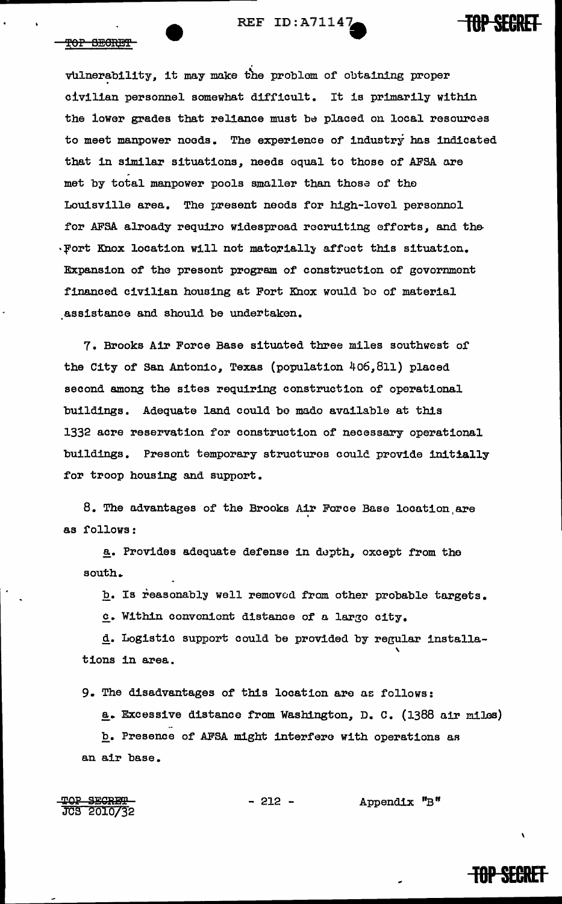vulnerability, it may make the problem of obtaining proper civilian personnel somewhat difficult. It is primarily within the lower grades that reliance must be placed on local resources to meet manpower needs. The experience of industry has indicated that in similar situations, needs equal to those of AFSA are met by total manpower pools smaller than those of the Louisville area. The present needs for high-level personnel for AFSA already require widespread recruiting efforts, and the Fort Knox location will not materially affect this situation. Expansion of the present program of construction of government financed civilian housing at Fort Knox would be of material assistance and should be undertaken.

7. Brooks Air Force Base situated three miles southwest of the City of San Antonio, Texas (population 406,811) placed second among the sites requiring construction of operational buildings. Adequate land could be made available at this 1332 acre reservation for construction of necessary operational buildings. Present temporary structures could provide initially for troop housing and support.

8. The advantages of the Brooks Air Force Base location are as follows:

a. Provides adequate defense in depth, except from the south.

b. Is reasonably well removed from other probable targets.

c. Within convenient distance of a large city.

d. Logistic support could be provided by regular installations in area.

9. The disadvantages of this location are as follows:

a. Excessive distance from Washington, D. C. (1388 air miles)

b. Presence of AFSA might interfere with operations as an air base.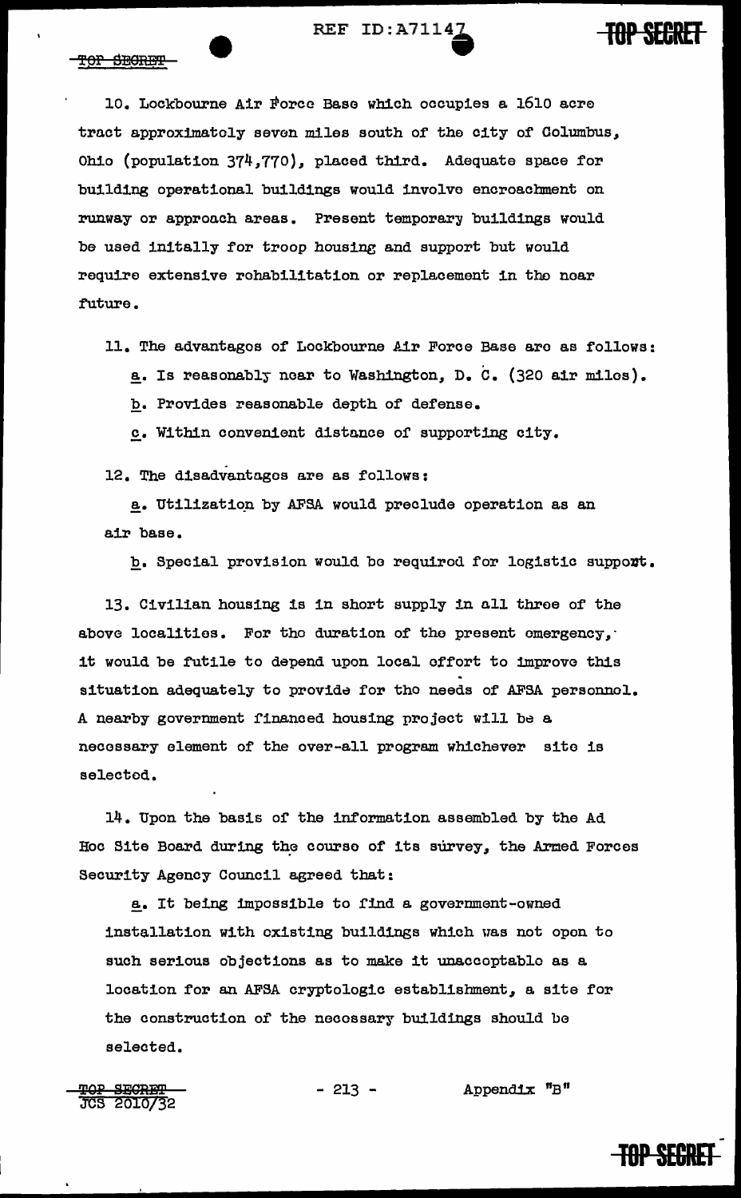10. Lockbourne Air Force Base which occupies a 1610 acre tract approximately seven miles south of the city of Columbus, Ohio (population 374,770), placed third. Adequate space for building operational buildings would involve encroachment on runway or approach areas. Present temporary buildings would be used initally for troop housing and support but would require extensive rehabilitation or replacement in the near future.

11. The advantages of Lockbourne Air Force Base are as follows:

a. Is reasonably near to Washington, D. C. (320 air miles).

b. Provides reasonable depth of defense.

c. Within convenient distance of supporting city.

12. The disadvantages are as follows:

a. Utilization by AFSA would preclude operation as an air base.

b. Special provision would be required for logistic support.

13. Civilian housing is in short supply in all three of the above localities. For the duration of the present emergency, it would be futile to depend upon local effort to improve this situation adequately to provide for the needs of AFSA personnel. A nearby government financed housing project will be a necessary element of the over-all program whichever site is selected.

14. Upon the basis of the information assembled by the Ad Hoc Site Board during the course of its survey, the Armed Forces Security Agency Council agreed that:

a. It being impossible to find a government-owned installation with existing buildings which was not open to such serious objections as to make it unacceptable as a location for an AFSA cryptologic establishment, a site for the construction of the necessary buildings should be selected.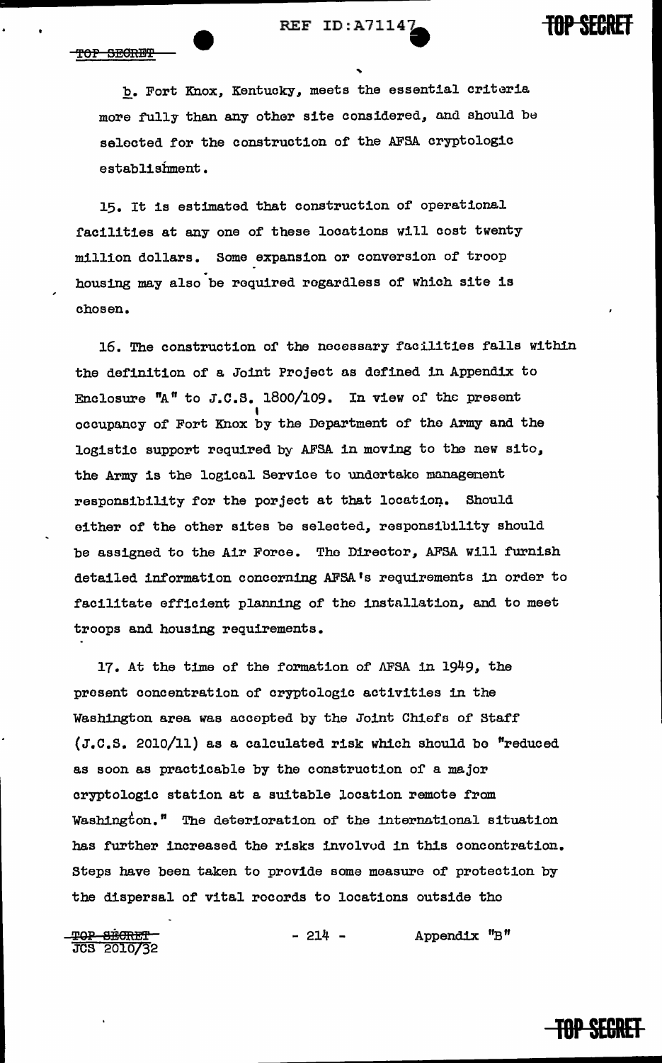b. Fort Knox, Kentucky, meets the essential criteria more fully than any other site considered, and should be selected for the construction of the AFSA cryptologic establishment.

15. It is estimated that construction of operational facilities at any one of these locations will cost twenty million dollars. Some expansion or conversion of troop housing may also be required regardless of which site is chosen.

16. The construction of the necessary facilities falls within the definition of a Joint Project as defined in Appendix to Enclosure "A" to J.C.S. 1800/109. In view of the present occupancy of Fort Knox by the Department of the Army and the logistic support required by AFSA in moving to the new site, the Army is the logical Service to undertake management responsibility for the porject at that location. Should either of the other sites be selected, responsibility should be assigned to the Air Force. The Director, AFSA will furnish detailed information concerning AFSA's requirements in order to facilitate efficient planning of the installation, and to meet troops and housing requirements.

17. At the time of the formation of AFSA in 1949, the present concentration of cryptologic activities in the Washington area was accepted by the Joint Chiefs of Staff (J.C.S. 2010/11) as a calculated risk which should be "reduced as soon as practicable by the construction of a major cryptologic station at a suitable location remote from Washington." The deterioration of the international situation has further increased the risks involved in this concentration. Steps have been taken to provide some measure of protection by the dispersal of vital records to locations outside the

JCS 2010/32 — Appendix "B"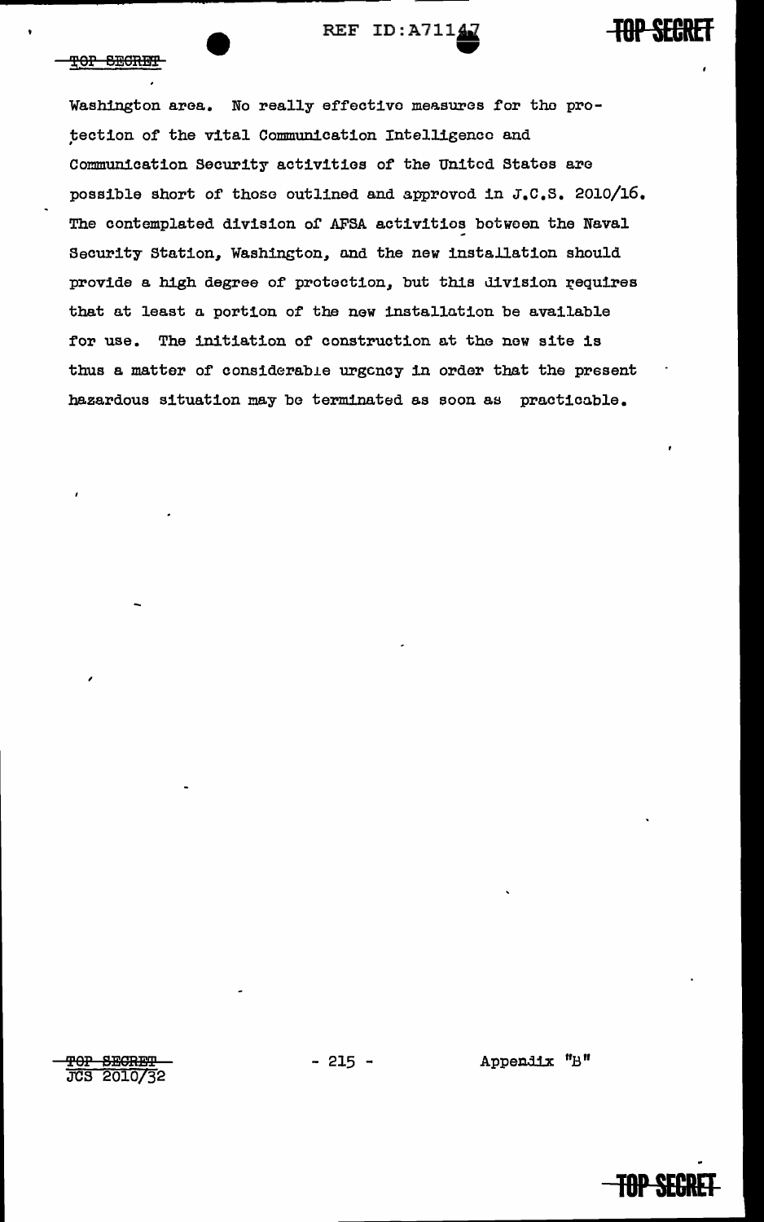Washington area. No really effective measures for the protection of the vital Communication Intelligence and Communication Security activities of the United States are possible short of those outlined and approved in J.C.S. 2010/16. The contemplated division of AFSA activities between the Naval Security Station, Washington, and the new installation should provide a high degree of protection, but this division requires that at least a portion of the new installation be available for use. The initiation of construction at the new site is thus a matter of considerable urgency in order that the present hazardous situation may be terminated as soon as practicable.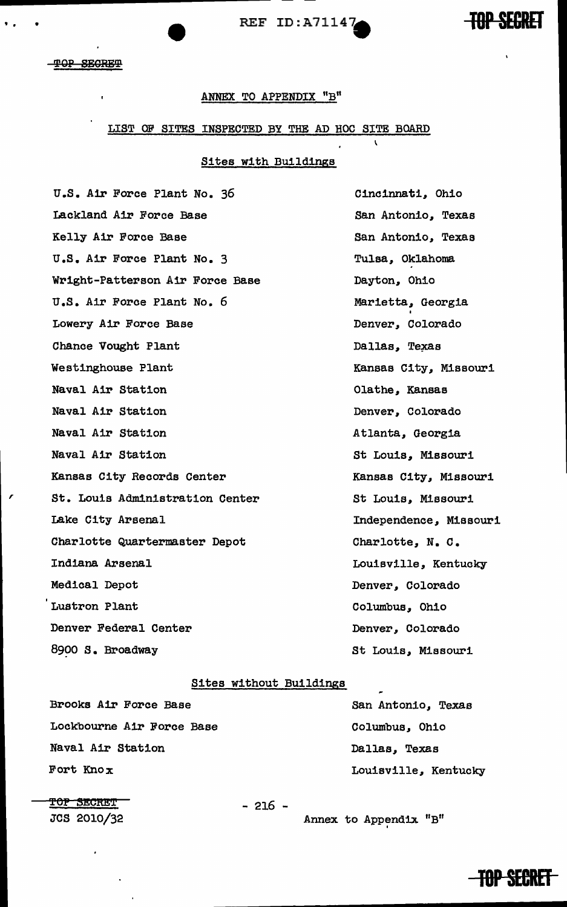TOP SECRET

## ANNEX TO APPENDIX "B"

### LIST OF SITES INSPECTED BY THE AD HOC SITE BOARD

#### Sites with Buildings

| | |
|---|---|
| U.S. Air Force Plant No. 36 | Cincinnati, Ohio |
| Lackland Air Force Base | San Antonio, Texas |
| Kelly Air Force Base | San Antonio, Texas |
| U.S. Air Force Plant No. 3 | Tulsa, Oklahoma |
| Wright-Patterson Air Force Base | Dayton, Ohio |
| U.S. Air Force Plant No. 6 | Marietta, Georgia |
| Lowery Air Force Base | Denver, Colorado |
| Chance Vought Plant | Dallas, Texas |
| Westinghouse Plant | Kansas City, Missouri |
| Naval Air Station | Olathe, Kansas |
| Naval Air Station | Denver, Colorado |
| Naval Air Station | Atlanta, Georgia |
| Naval Air Station | St Louis, Missouri |
| Kansas City Records Center | Kansas City, Missouri |
| St. Louis Administration Center | St Louis, Missouri |
| Lake City Arsenal | Independence, Missouri |
| Charlotte Quartermaster Depot | Charlotte, N. C. |
| Indiana Arsenal | Louisville, Kentucky |
| Medical Depot | Denver, Colorado |
| Lustron Plant | Columbus, Ohio |
| Denver Federal Center | Denver, Colorado |
| 8900 S. Broadway | St Louis, Missouri |

#### Sites without Buildings

| | |
|---|---|
| Brooks Air Force Base | San Antonio, Texas |
| Lockbourne Air Force Base | Columbus, Ohio |
| Naval Air Station | Dallas, Texas |
| Fort Knox | Louisville, Kentucky |

TOP SECRET
JCS 2010/32

Annex to Appendix "B"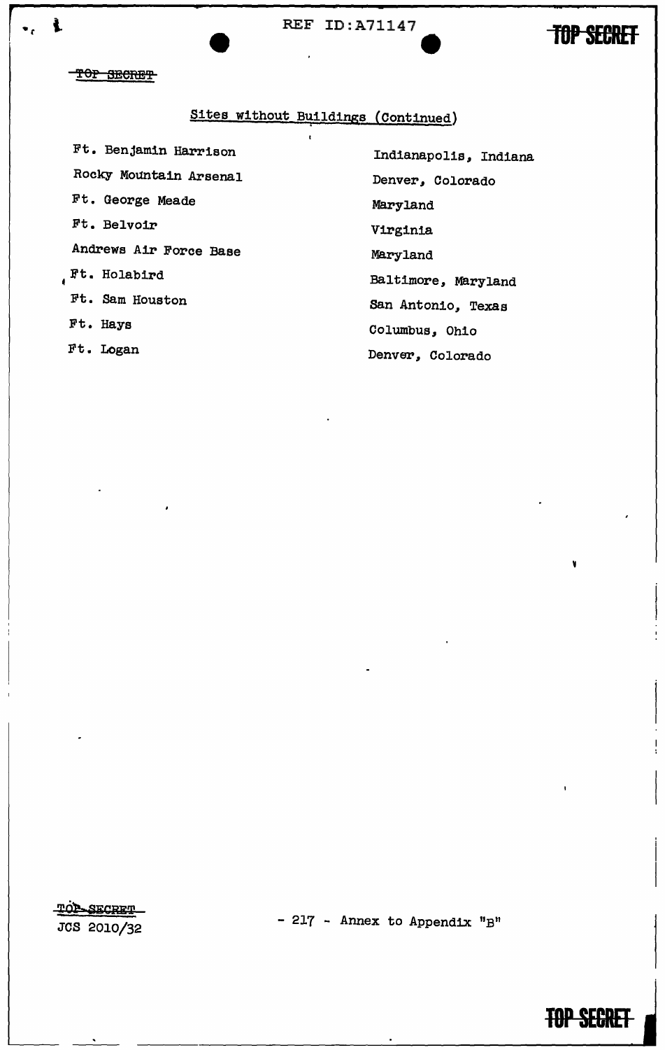## Sites without Buildings (Continued)

| | |
|---|---|
| Ft. Benjamin Harrison | Indianapolis, Indiana |
| Rocky Mountain Arsenal | Denver, Colorado |
| Ft. George Meade | Maryland |
| Ft. Belvoir | Virginia |
| Andrews Air Force Base | Maryland |
| Ft. Holabird | Baltimore, Maryland |
| Ft. Sam Houston | San Antonio, Texas |
| Ft. Hays | Columbus, Ohio |
| Ft. Logan | Denver, Colorado |